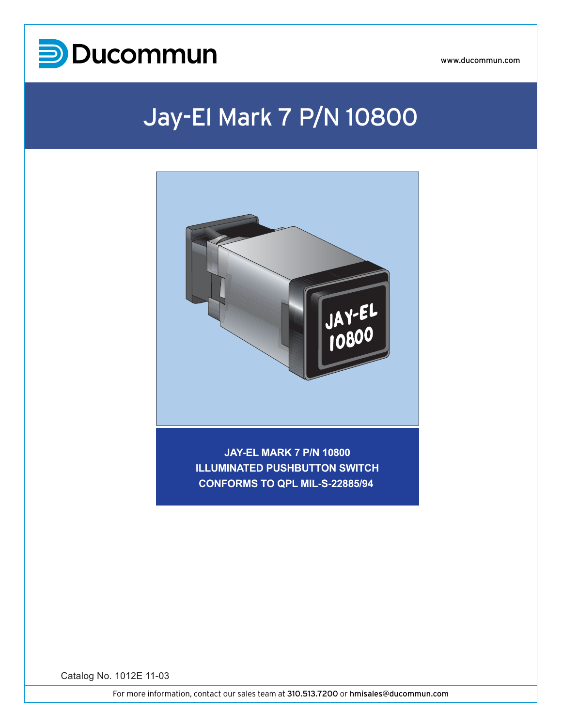Ducommun

www.ducommun.com

# Jay-El Mark 7 P/N 10800

**JAY-EL MARK 7 P/N 10800**
**ILLUMINATED PUSHBUTTON SWITCH**
**CONFORMS TO QPL MIL-S-22885/94**

Catalog No. 1012E 11-03

For more information, contact our sales team at 310.513.7200 or hmisales@ducommun.com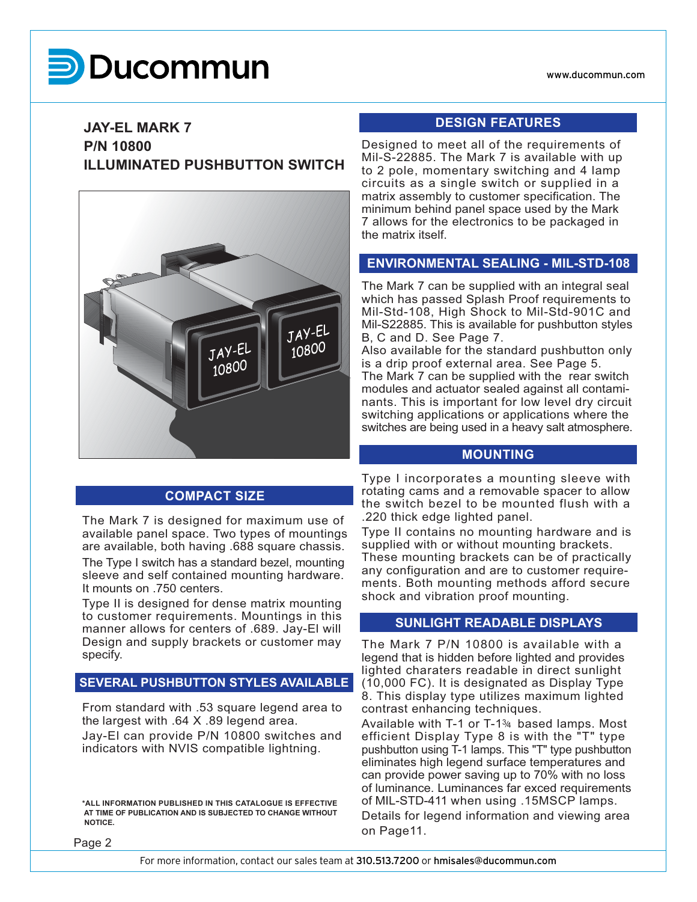Ducommun

www.ducommun.com

## JAY-EL MARK 7
## P/N 10800
## ILLUMINATED PUSHBUTTON SWITCH

### COMPACT SIZE

The Mark 7 is designed for maximum use of available panel space. Two types of mountings are available, both having .688 square chassis.

The Type I switch has a standard bezel, mounting sleeve and self contained mounting hardware. It mounts on .750 centers.

Type II is designed for dense matrix mounting to customer requirements. Mountings in this manner allows for centers of .689. Jay-El will Design and supply brackets or customer may specify.

### SEVERAL PUSHBUTTON STYLES AVAILABLE

From standard with .53 square legend area to the largest with .64 X .89 legend area.

Jay-El can provide P/N 10800 switches and indicators with NVIS compatible lightning.

**\*ALL INFORMATION PUBLISHED IN THIS CATALOGUE IS EFFECTIVE AT TIME OF PUBLICATION AND IS SUBJECTED TO CHANGE WITHOUT NOTICE.**

### DESIGN FEATURES

Designed to meet all of the requirements of Mil-S-22885. The Mark 7 is available with up to 2 pole, momentary switching and 4 lamp circuits as a single switch or supplied in a matrix assembly to customer specification. The minimum behind panel space used by the Mark 7 allows for the electronics to be packaged in the matrix itself.

### ENVIRONMENTAL SEALING - MIL-STD-108

The Mark 7 can be supplied with an integral seal which has passed Splash Proof requirements to Mil-Std-108, High Shock to Mil-Std-901C and Mil-S22885. This is available for pushbutton styles B, C and D. See Page 7.

Also available for the standard pushbutton only is a drip proof external area. See Page 5.

The Mark 7 can be supplied with the rear switch modules and actuator sealed against all contaminants. This is important for low level dry circuit switching applications or applications where the switches are being used in a heavy salt atmosphere.

### MOUNTING

Type I incorporates a mounting sleeve with rotating cams and a removable spacer to allow the switch bezel to be mounted flush with a .220 thick edge lighted panel.

Type II contains no mounting hardware and is supplied with or without mounting brackets. These mounting brackets can be of practically any configuration and are to customer requirements. Both mounting methods afford secure shock and vibration proof mounting.

### SUNLIGHT READABLE DISPLAYS

The Mark 7 P/N 10800 is available with a legend that is hidden before lighted and provides lighted charaters readable in direct sunlight (10,000 FC). It is designated as Display Type 8. This display type utilizes maximum lighted contrast enhancing techniques.

Available with T-1 or T-1¾ based lamps. Most efficient Display Type 8 is with the "T" type pushbutton using T-1 lamps. This "T" type pushbutton eliminates high legend surface temperatures and can provide power saving up to 70% with no loss of luminance. Luminances far exced requirements of MIL-STD-411 when using .15MSCP lamps.

Details for legend information and viewing area on Page11.

For more information, contact our sales team at 310.513.7200 or hmisales@ducommun.com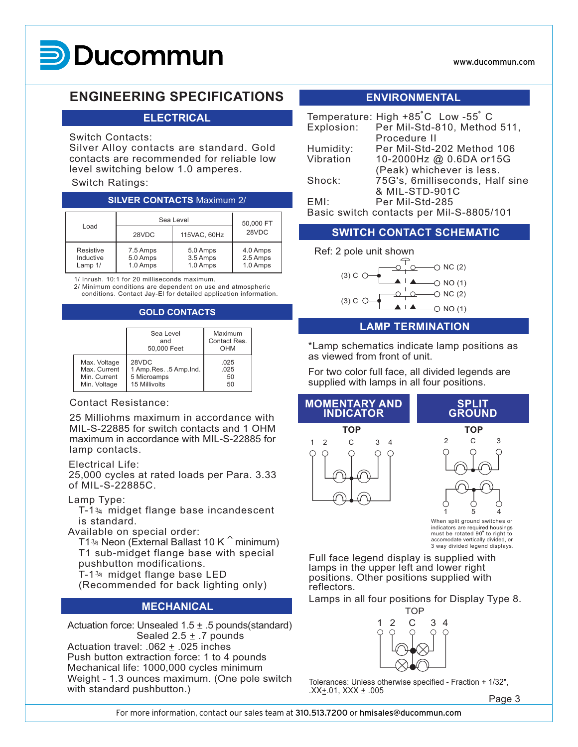# Ducommun

www.ducommun.com

## ENGINEERING SPECIFICATIONS

### ELECTRICAL

Switch Contacts:
Silver Alloy contacts are standard. Gold contacts are recommended for reliable low level switching below 1.0 amperes.

Switch Ratings:

**SILVER CONTACTS** Maximum 2/

| Load | Sea Level | | 50,000 FT 28VDC |
|---|---|---|---|
| | 28VDC | 115VAC, 60Hz | |
| Resistive | 7.5 Amps | 5.0 Amps | 4.0 Amps |
| Inductive | 5.0 Amps | 3.5 Amps | 2.5 Amps |
| Lamp 1/ | 1.0 Amps | 1.0 Amps | 1.0 Amps |

1/ Inrush. 10:1 for 20 milliseconds maximum.
2/ Minimum conditions are dependent on use and atmospheric conditions. Contact Jay-El for detailed application information.

**GOLD CONTACTS**

| | Sea Level and 50,000 Feet | Maximum Contact Res. OHM |
|---|---|---|
| Max. Voltage | 28VDC | .025 |
| Max. Current | 1 Amp.Res. .5 Amp.Ind. | .025 |
| Min. Current | 5 Microamps | 50 |
| Min. Voltage | 15 Millivolts | 50 |

Contact Resistance:

25 Milliohms maximum in accordance with MIL-S-22885 for switch contacts and 1 OHM maximum in accordance with MIL-S-22885 for lamp contacts.

Electrical Life:
25,000 cycles at rated loads per Para. 3.33 of MIL-S-22885C.

Lamp Type:
T-1¾ midget flange base incandescent is standard.

Available on special order:
T1¾ Neon (External Ballast 10 K Ω minimum)
T1 sub-midget flange base with special pushbutton modifications.
T-1¾ midget flange base LED (Recommended for back lighting only)

### MECHANICAL

Actuation force: Unsealed 1.5 ± .5 pounds(standard)
Sealed 2.5 ± .7 pounds
Actuation travel: .062 ± .025 inches
Push button extraction force: 1 to 4 pounds
Mechanical life: 1000,000 cycles minimum
Weight - 1.3 ounces maximum. (One pole switch with standard pushbutton.)

### ENVIRONMENTAL

Temperature: High +85°C Low -55° C
Explosion: Per Mil-Std-810, Method 511, Procedure II
Humidity: Per Mil-Std-202 Method 106
Vibration 10-2000Hz @ 0.6DA or15G (Peak) whichever is less.
Shock: 75G's, 6milliseconds, Half sine & MIL-STD-901C
EMI: Per Mil-Std-285
Basic switch contacts per Mil-S-8805/101

### SWITCH CONTACT SCHEMATIC

Ref: 2 pole unit shown

(3) C — NC (2), NO (1)
(3) C — NC (2), NO (1)

### LAMP TERMINATION

*Lamp schematics indicate lamp positions as as viewed from front of unit.

For two color full face, all divided legends are supplied with lamps in all four positions.

**MOMENTARY AND INDICATOR**

TOP

1 2 C 3 4

**SPLIT GROUND**

TOP

2 C 3

1 5 4

When split ground switches or indicators are required housings must be rotated 90° to right to accomodate vertically divided, or 3 way divided legend displays.

Full face legend display is supplied with lamps in the upper left and lower right positions. Other positions supplied with reflectors.

Lamps in all four positions for Display Type 8.

TOP

1 2 C 3 4

Tolerances: Unless otherwise specified - Fraction ± 1/32", .XX±.01, XXX ± .005

For more information, contact our sales team at 310.513.7200 or hmisales@ducommun.com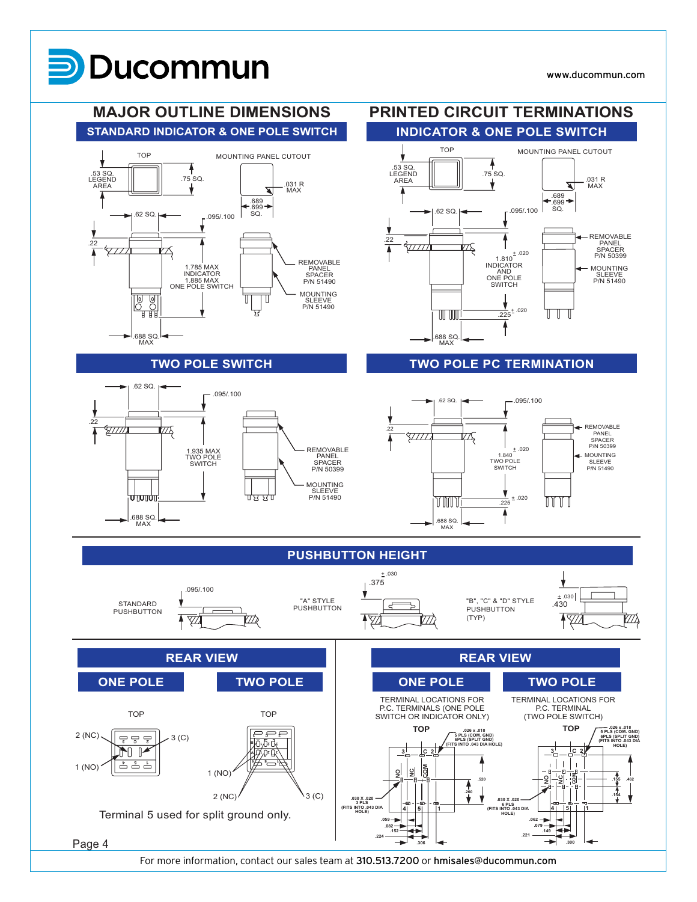# MAJOR OUTLINE DIMENSIONS

## STANDARD INDICATOR & ONE POLE SWITCH

TOP

.53 SQ. LEGEND AREA

.75 SQ.

MOUNTING PANEL CUTOUT

.031 R MAX

.689 .699 SQ.

.62 SQ.

.095/.100

.22

1.785 MAX INDICATOR

1.885 MAX ONE POLE SWITCH

REMOVABLE PANEL SPACER P/N 51490

MOUNTING SLEEVE P/N 51490

.688 SQ. MAX

## TWO POLE SWITCH

.62 SQ.

.095/.100

.22

1.935 MAX TWO POLE SWITCH

REMOVABLE PANEL SPACER P/N 50399

MOUNTING SLEEVE P/N 51490

.688 SQ. MAX

# PRINTED CIRCUIT TERMINATIONS

## INDICATOR & ONE POLE SWITCH

TOP

.53 SQ. LEGEND AREA

.75 SQ.

MOUNTING PANEL CUTOUT

.031 R MAX

.689 .699 SQ.

.62 SQ.

.095/.100

.22

1.810 ± .020 INDICATOR AND ONE POLE SWITCH

.225 ± .020

REMOVABLE PANEL SPACER P/N 50399

MOUNTING SLEEVE P/N 51490

.688 SQ. MAX

## TWO POLE PC TERMINATION

.62 SQ.

.095/.100

.22

1.840 ± .020 TWO POLE SWITCH

.225 ± .020

REMOVABLE PANEL SPACER P/N 50399

MOUNTING SLEEVE P/N 51490

.688 SQ. MAX

## PUSHBUTTON HEIGHT

STANDARD PUSHBUTTON .095/.100

"A" STYLE PUSHBUTTON .375 ± .030

"B", "C" & "D" STYLE PUSHBUTTON (TYP) .430 ± .030

## REAR VIEW

### ONE POLE

TOP

2 (NC)

3 (C)

1 (NO)

### TWO POLE

TOP

1 (NO)

2 (NC)

3 (C)

Terminal 5 used for split ground only.

## REAR VIEW

### ONE POLE

TERMINAL LOCATIONS FOR P.C. TERMINALS (ONE POLE SWITCH OR INDICATOR ONLY)

TOP

.026 x .018 5 PLS (COM. GND) 6PLS (SPLIT GND) (FITS INTO .043 DIA HOLE)

.030 X .020 3 PLS (FITS INTO .043 DIA HOLE)

NO NC COM

.520 .260

.059 .082 .152 .224 .306

### TWO POLE

TERMINAL LOCATIONS FOR P.C. TERMINAL (TWO POLE SWITCH)

TOP

.026 x .018 5 PLS (COM. GND) 6PLS (SPLIT GND) (FITS INTO .043 DIA HOLE)

.030 X .020 6 PLS (FITS INTO .043 DIA HOLE)

NO NC COM

.155 .462 .154

.062 .079 .149 .221 .300

For more information, contact our sales team at 310.513.7200 or hmisales@ducommun.com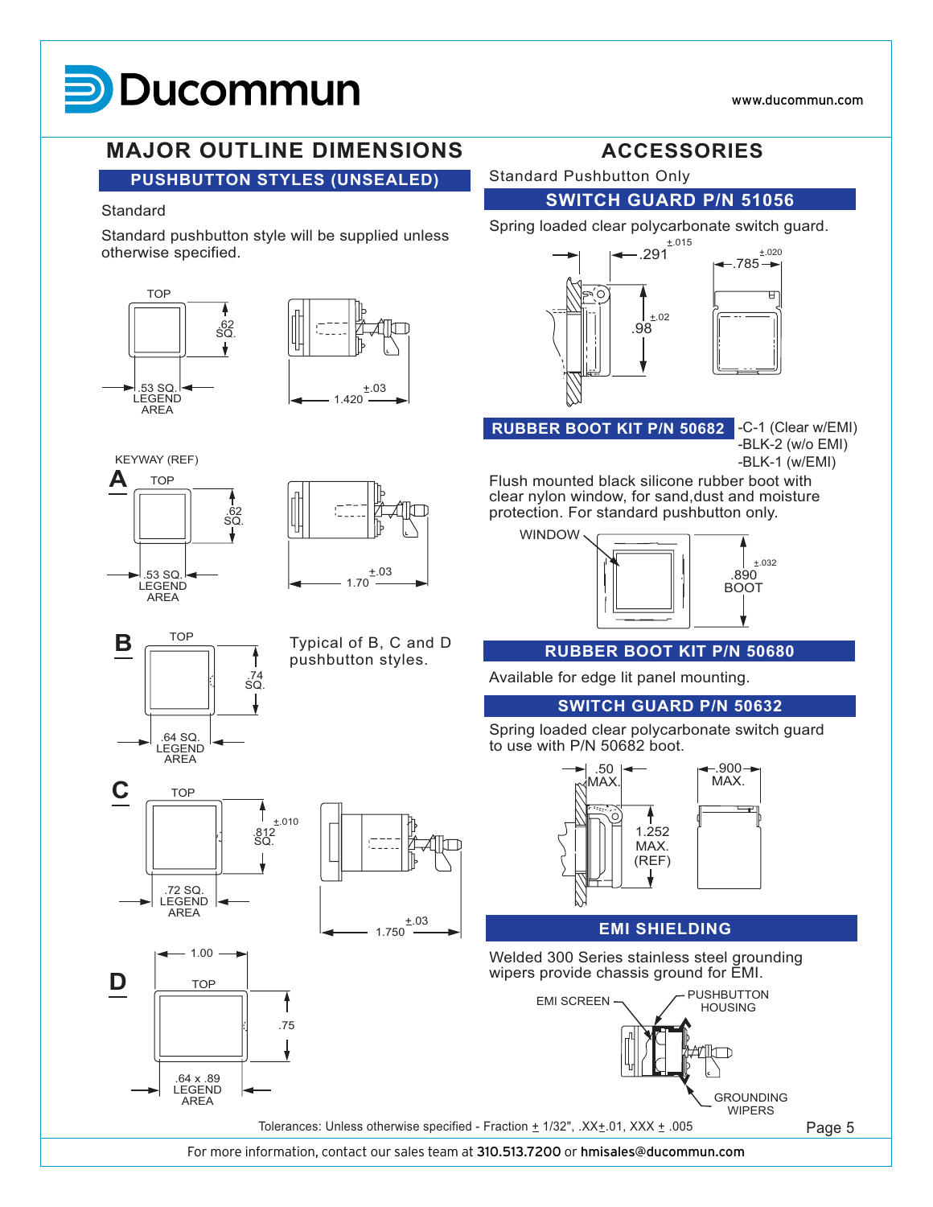# MAJOR OUTLINE DIMENSIONS

## PUSHBUTTON STYLES (UNSEALED)

Standard

Standard pushbutton style will be supplied unless otherwise specified.

TOP

.62 SQ.

.53 SQ. LEGEND AREA

1.420 ±.03

KEYWAY (REF)

**A**

TOP

.62 SQ.

.53 SQ. LEGEND AREA

1.70 ±.03

**B**

TOP

.74 SQ.

.64 SQ. LEGEND AREA

Typical of B, C and D pushbutton styles.

**C**

TOP

.812 ±.010 SQ.

.72 SQ. LEGEND AREA

1.750 ±.03

**D**

1.00

TOP

.75

.64 x .89 LEGEND AREA

# ACCESSORIES

Standard Pushbutton Only

## SWITCH GUARD P/N 51056

Spring loaded clear polycarbonate switch guard.

.291 ±.015

.785 ±.020

.98 ±.02

## RUBBER BOOT KIT P/N 50682

-C-1 (Clear w/EMI)
-BLK-2 (w/o EMI)
-BLK-1 (w/EMI)

Flush mounted black silicone rubber boot with clear nylon window, for sand,dust and moisture protection. For standard pushbutton only.

WINDOW

.890 ±.032 BOOT

## RUBBER BOOT KIT P/N 50680

Available for edge lit panel mounting.

## SWITCH GUARD P/N 50632

Spring loaded clear polycarbonate switch guard to use with P/N 50682 boot.

.50 MAX.

.900 MAX.

1.252 MAX. (REF)

## EMI SHIELDING

Welded 300 Series stainless steel grounding wipers provide chassis ground for EMI.

EMI SCREEN

PUSHBUTTON HOUSING

GROUNDING WIPERS

Tolerances: Unless otherwise specified - Fraction ± 1/32", .XX±.01, XXX ± .005

For more information, contact our sales team at 310.513.7200 or hmisales@ducommun.com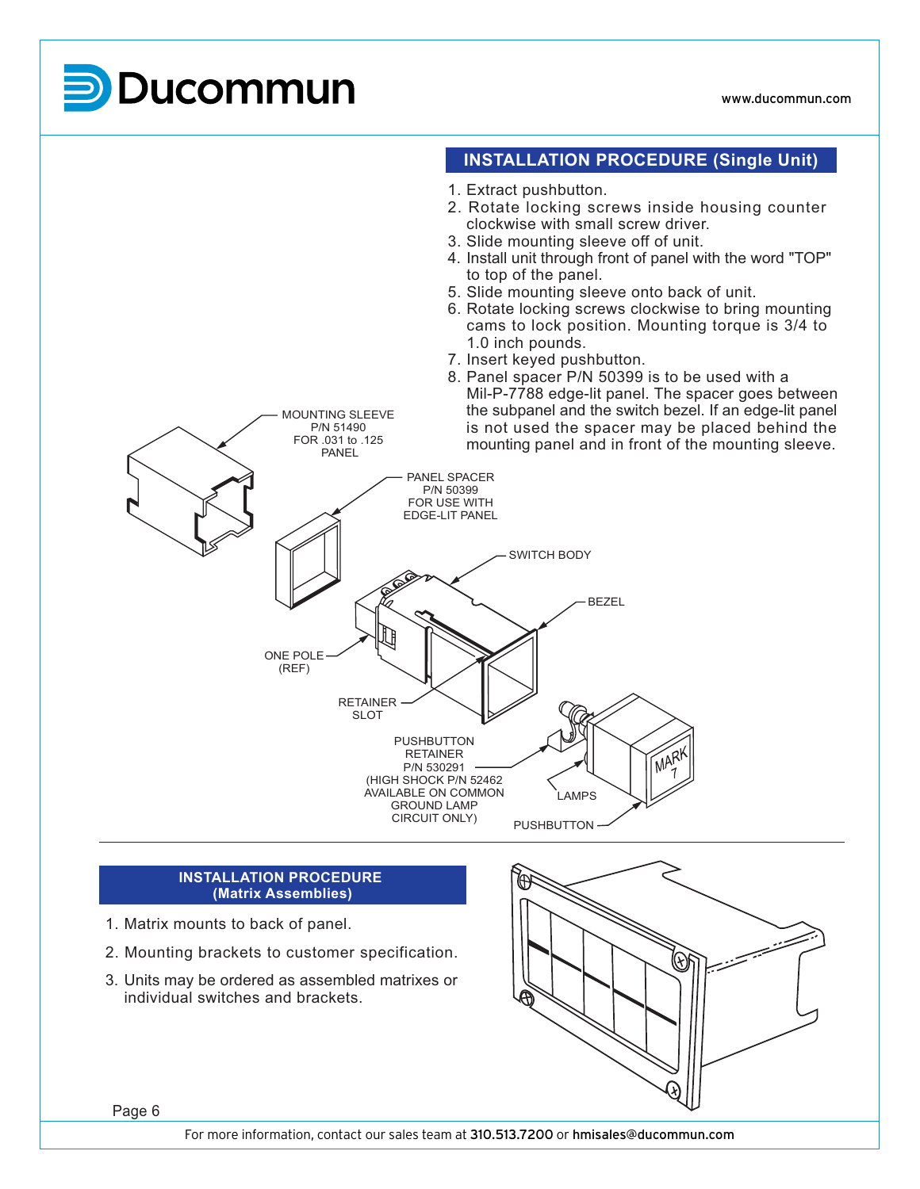## INSTALLATION PROCEDURE (Single Unit)

1. Extract pushbutton.
2. Rotate locking screws inside housing counter clockwise with small screw driver.
3. Slide mounting sleeve off of unit.
4. Install unit through front of panel with the word "TOP" to top of the panel.
5. Slide mounting sleeve onto back of unit.
6. Rotate locking screws clockwise to bring mounting cams to lock position. Mounting torque is 3/4 to 1.0 inch pounds.
7. Insert keyed pushbutton.
8. Panel spacer P/N 50399 is to be used with a Mil-P-7788 edge-lit panel. The spacer goes between the subpanel and the switch bezel. If an edge-lit panel is not used the spacer may be placed behind the mounting panel and in front of the mounting sleeve.

MOUNTING SLEEVE P/N 51490 FOR .031 to .125 PANEL

PANEL SPACER P/N 50399 FOR USE WITH EDGE-LIT PANEL

SWITCH BODY

BEZEL

ONE POLE (REF)

RETAINER SLOT

PUSHBUTTON RETAINER P/N 530291 (HIGH SHOCK P/N 52462 AVAILABLE ON COMMON GROUND LAMP CIRCUIT ONLY)

LAMPS

PUSHBUTTON

## INSTALLATION PROCEDURE (Matrix Assemblies)

1. Matrix mounts to back of panel.
2. Mounting brackets to customer specification.
3. Units may be ordered as assembled matrixes or individual switches and brackets.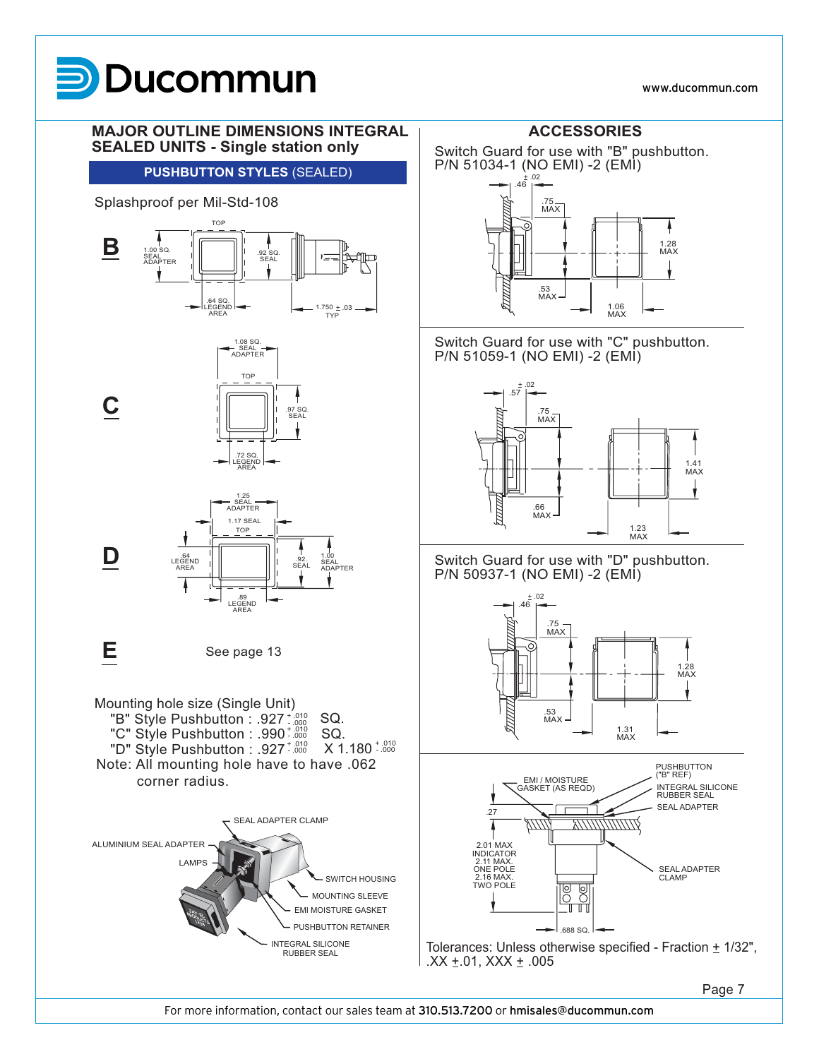## MAJOR OUTLINE DIMENSIONS INTEGRAL SEALED UNITS - Single station only

**PUSHBUTTON STYLES** (SEALED)

Splashproof per Mil-Std-108

**B**

TOP

1.00 SQ. SEAL ADAPTER

.92 SQ. SEAL

.64 SQ. LEGEND AREA

1.750 ± .03 TYP

**C**

1.08 SQ. SEAL ADAPTER

TOP

.97 SQ. SEAL

.72 SQ. LEGEND AREA

**D**

1.25 SEAL ADAPTER

1.17 SEAL

TOP

.64 LEGEND AREA

.92 SEAL

1.00 SEAL ADAPTER

.89 LEGEND AREA

**E**

See page 13

Mounting hole size (Single Unit)

- "B" Style Pushbutton : .927 $^{+.010}_{-.000}$ SQ.
- "C" Style Pushbutton : .990 $^{+.010}_{-.000}$ SQ.
- "D" Style Pushbutton : .927 $^{+.010}_{-.000}$ X 1.180 $^{+.010}_{-.000}$

Note: All mounting hole have to have .062 corner radius.

SEAL ADAPTER CLAMP
ALUMINIUM SEAL ADAPTER
LAMPS
SWITCH HOUSING
MOUNTING SLEEVE
EMI MOISTURE GASKET
PUSHBUTTON RETAINER
INTEGRAL SILICONE RUBBER SEAL

## ACCESSORIES

Switch Guard for use with "B" pushbutton.
P/N 51034-1 (NO EMI) -2 (EMI)

.46 ± .02; .75 MAX; 1.28 MAX; .53 MAX; 1.06 MAX

Switch Guard for use with "C" pushbutton.
P/N 51059-1 (NO EMI) -2 (EMI)

.57 ± .02; .75 MAX; 1.41 MAX; .66 MAX; 1.23 MAX

Switch Guard for use with "D" pushbutton.
P/N 50937-1 (NO EMI) -2 (EMI)

.46 ± .02; .75 MAX; 1.28 MAX; .53 MAX; 1.31 MAX

PUSHBUTTON ("B" REF)
EMI / MOISTURE GASKET (AS REQD)
INTEGRAL SILICONE RUBBER SEAL
SEAL ADAPTER
.27
2.01 MAX INDICATOR
2.11 MAX. ONE POLE
2.16 MAX. TWO POLE
SEAL ADAPTER CLAMP
.688 SQ.

Tolerances: Unless otherwise specified - Fraction ± 1/32", .XX ±.01, XXX ± .005

For more information, contact our sales team at **310.513.7200** or **hmisales@ducommun.com**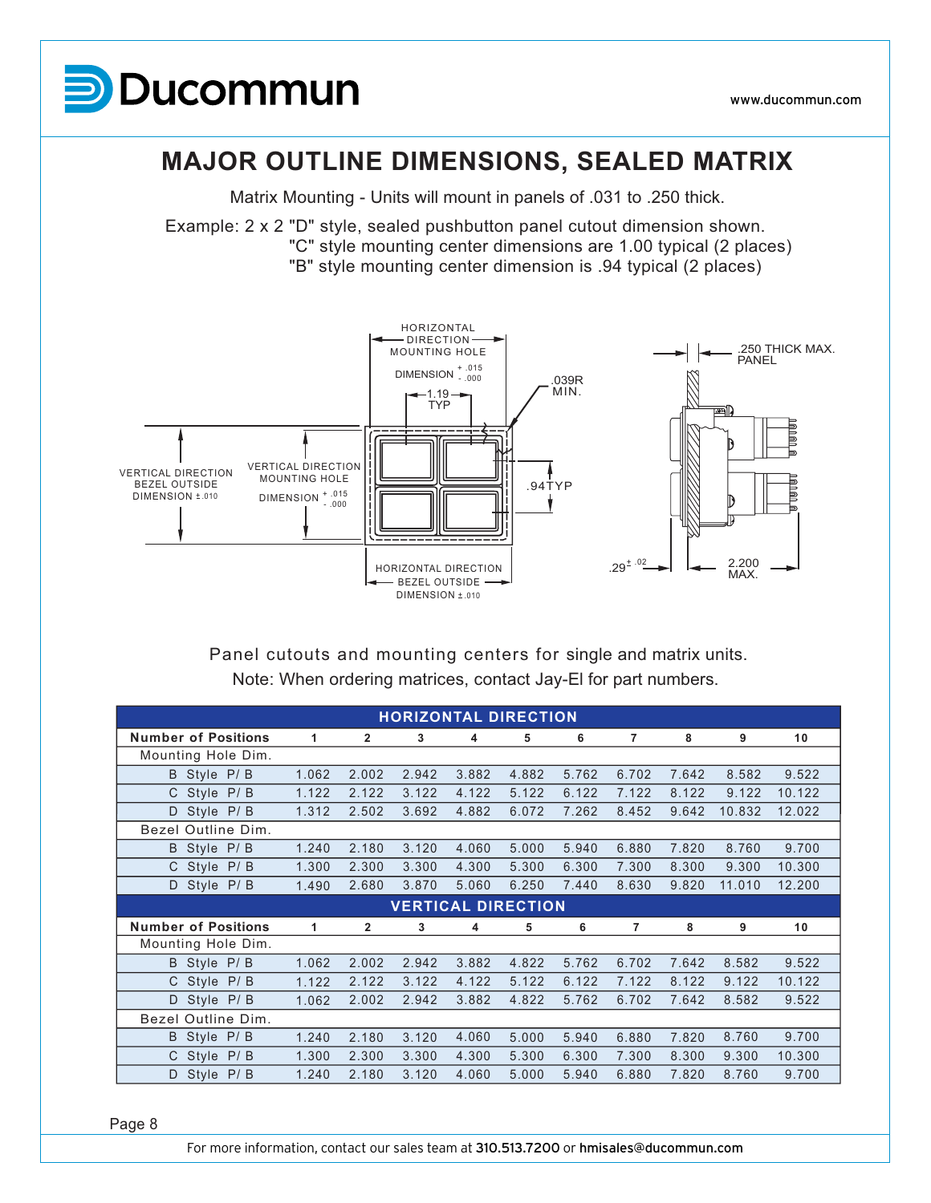# MAJOR OUTLINE DIMENSIONS, SEALED MATRIX

Matrix Mounting - Units will mount in panels of .031 to .250 thick.

Example: 2 x 2 "D" style, sealed pushbutton panel cutout dimension shown.
"C" style mounting center dimensions are 1.00 typical (2 places)
"B" style mounting center dimension is .94 typical (2 places)

HORIZONTAL DIRECTION MOUNTING HOLE DIMENSION + .015 - .000

1.19 TYP

.039R MIN.

.250 THICK MAX. PANEL

VERTICAL DIRECTION BEZEL OUTSIDE DIMENSION ±.010

VERTICAL DIRECTION MOUNTING HOLE DIMENSION + .015 - .000

.94TYP

HORIZONTAL DIRECTION BEZEL OUTSIDE DIMENSION ±.010

.29 ± .02

2.200 MAX.

Panel cutouts and mounting centers for single and matrix units.
Note: When ordering matrices, contact Jay-El for part numbers.

| HORIZONTAL DIRECTION | | | | | | | | | | |
|---|---|---|---|---|---|---|---|---|---|---|
| **Number of Positions** | **1** | **2** | **3** | **4** | **5** | **6** | **7** | **8** | **9** | **10** |
| Mounting Hole Dim. | | | | | | | | | | |
| B Style P/ B | 1.062 | 2.002 | 2.942 | 3.882 | 4.882 | 5.762 | 6.702 | 7.642 | 8.582 | 9.522 |
| C Style P/ B | 1.122 | 2.122 | 3.122 | 4.122 | 5.122 | 6.122 | 7.122 | 8.122 | 9.122 | 10.122 |
| D Style P/ B | 1.312 | 2.502 | 3.692 | 4.882 | 6.072 | 7.262 | 8.452 | 9.642 | 10.832 | 12.022 |
| Bezel Outline Dim. | | | | | | | | | | |
| B Style P/ B | 1.240 | 2.180 | 3.120 | 4.060 | 5.000 | 5.940 | 6.880 | 7.820 | 8.760 | 9.700 |
| C Style P/ B | 1.300 | 2.300 | 3.300 | 4.300 | 5.300 | 6.300 | 7.300 | 8.300 | 9.300 | 10.300 |
| D Style P/ B | 1.490 | 2.680 | 3.870 | 5.060 | 6.250 | 7.440 | 8.630 | 9.820 | 11.010 | 12.200 |
| **VERTICAL DIRECTION** | | | | | | | | | | |
| **Number of Positions** | **1** | **2** | **3** | **4** | **5** | **6** | **7** | **8** | **9** | **10** |
| Mounting Hole Dim. | | | | | | | | | | |
| B Style P/ B | 1.062 | 2.002 | 2.942 | 3.882 | 4.822 | 5.762 | 6.702 | 7.642 | 8.582 | 9.522 |
| C Style P/ B | 1.122 | 2.122 | 3.122 | 4.122 | 5.122 | 6.122 | 7.122 | 8.122 | 9.122 | 10.122 |
| D Style P/ B | 1.062 | 2.002 | 2.942 | 3.882 | 4.822 | 5.762 | 6.702 | 7.642 | 8.582 | 9.522 |
| Bezel Outline Dim. | | | | | | | | | | |
| B Style P/ B | 1.240 | 2.180 | 3.120 | 4.060 | 5.000 | 5.940 | 6.880 | 7.820 | 8.760 | 9.700 |
| C Style P/ B | 1.300 | 2.300 | 3.300 | 4.300 | 5.300 | 6.300 | 7.300 | 8.300 | 9.300 | 10.300 |
| D Style P/ B | 1.240 | 2.180 | 3.120 | 4.060 | 5.000 | 5.940 | 6.880 | 7.820 | 8.760 | 9.700 |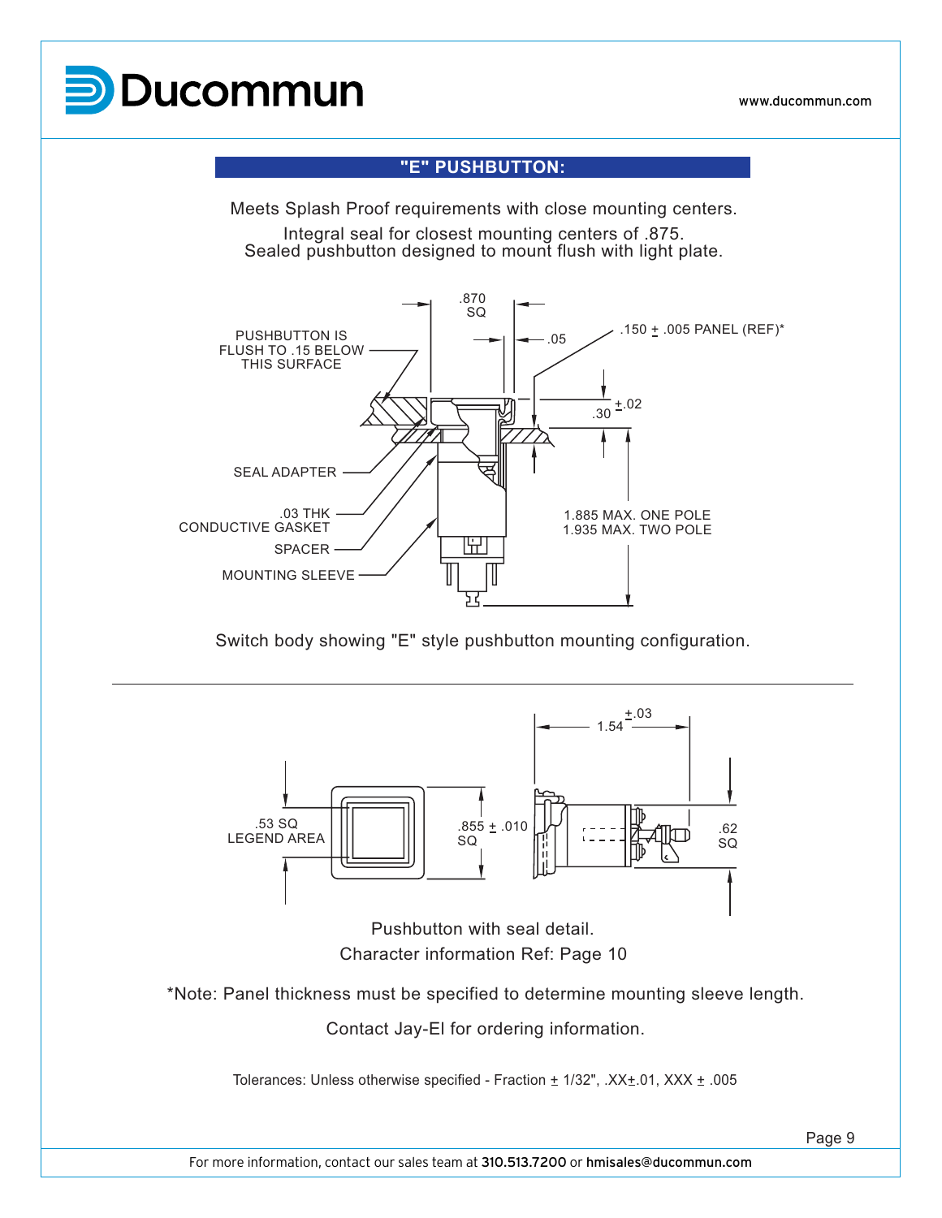## "E" PUSHBUTTON:

Meets Splash Proof requirements with close mounting centers.

Integral seal for closest mounting centers of .875.
Sealed pushbutton designed to mount flush with light plate.

Switch body showing "E" style pushbutton mounting configuration.

Pushbutton with seal detail.
Character information Ref: Page 10

*Note: Panel thickness must be specified to determine mounting sleeve length.

Contact Jay-El for ordering information.

Tolerances: Unless otherwise specified - Fraction ± 1/32", .XX±.01, XXX ± .005

For more information, contact our sales team at **310.513.7200** or **hmisales@ducommun.com**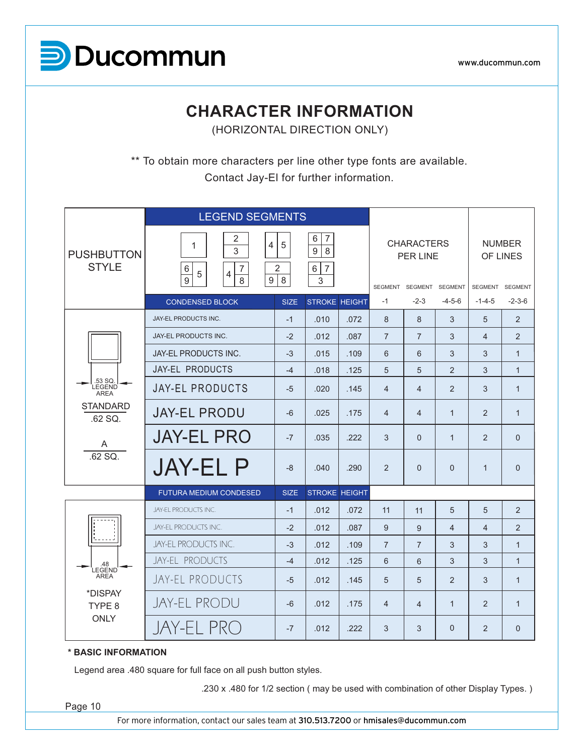# CHARACTER INFORMATION

(HORIZONTAL DIRECTION ONLY)

** To obtain more characters per line other type fonts are available.
Contact Jay-El for further information.

| PUSHBUTTON STYLE | LEGEND SEGMENTS | | | | CHARACTERS PER LINE | | | NUMBER OF LINES | |
|---|---|---|---|---|---|---|---|---|---|
| | | | | | SEGMENT | SEGMENT | SEGMENT | SEGMENT | SEGMENT |
| | CONDENSED BLOCK | SIZE | STROKE | HEIGHT | -1 | -2-3 | -4-5-6 | -1-4-5 | -2-3-6 |
| .53 SQ. LEGEND AREA; STANDARD .62 SQ.; A .62 SQ. | JAY-EL PRODUCTS INC. | -1 | .010 | .072 | 8 | 8 | 3 | 5 | 2 |
| | JAY-EL PRODUCTS INC. | -2 | .012 | .087 | 7 | 7 | 3 | 4 | 2 |
| | JAY-EL PRODUCTS INC. | -3 | .015 | .109 | 6 | 6 | 3 | 3 | 1 |
| | JAY-EL PRODUCTS | -4 | .018 | .125 | 5 | 5 | 2 | 3 | 1 |
| | JAY-EL PRODUCTS | -5 | .020 | .145 | 4 | 4 | 2 | 3 | 1 |
| | JAY-EL PRODU | -6 | .025 | .175 | 4 | 4 | 1 | 2 | 1 |
| | JAY-EL PRO | -7 | .035 | .222 | 3 | 0 | 1 | 2 | 0 |
| | JAY-EL P | -8 | .040 | .290 | 2 | 0 | 0 | 1 | 0 |
| | FUTURA MEDIUM CONDESED | SIZE | STROKE | HEIGHT | | | | | |
| .48 LEGEND AREA; *DISPAY TYPE 8 ONLY | JAY-EL PRODUCTS INC. | -1 | .012 | .072 | 11 | 11 | 5 | 5 | 2 |
| | JAY-EL PRODUCTS INC. | -2 | .012 | .087 | 9 | 9 | 4 | 4 | 2 |
| | JAY-EL PRODUCTS INC. | -3 | .012 | .109 | 7 | 7 | 3 | 3 | 1 |
| | JAY-EL PRODUCTS | -4 | .012 | .125 | 6 | 6 | 3 | 3 | 1 |
| | JAY-EL PRODUCTS | -5 | .012 | .145 | 5 | 5 | 2 | 3 | 1 |
| | JAY-EL PRODU | -6 | .012 | .175 | 4 | 4 | 1 | 2 | 1 |
| | JAY-EL PRO | -7 | .012 | .222 | 3 | 3 | 0 | 2 | 0 |

**\* BASIC INFORMATION**

Legend area .480 square for full face on all push button styles.

.230 x .480 for 1/2 section ( may be used with combination of other Display Types. )

For more information, contact our sales team at **310.513.7200** or **hmisales@ducommun.com**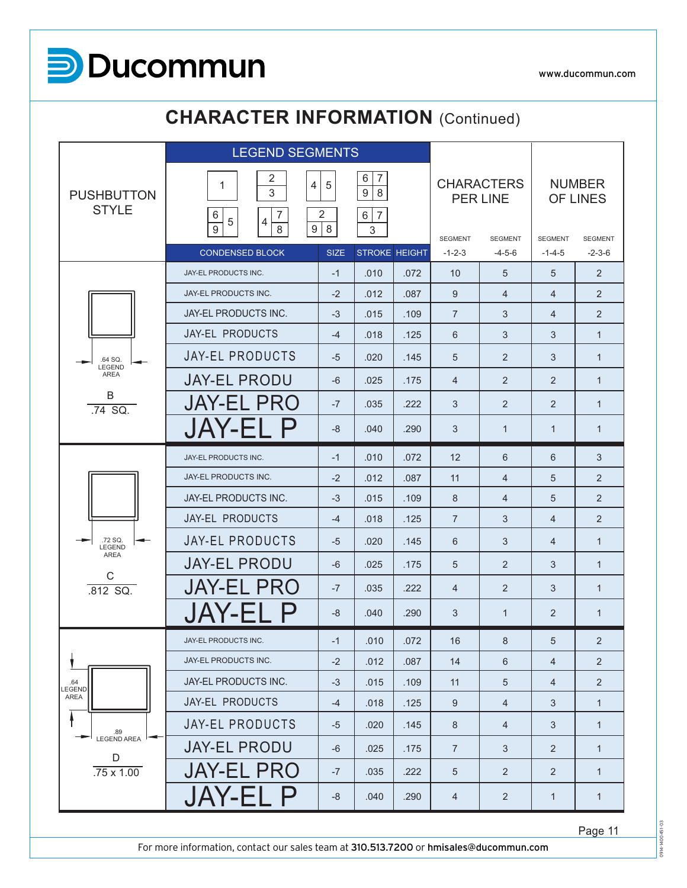## CHARACTER INFORMATION (Continued)

| PUSHBUTTON STYLE | LEGEND SEGMENTS | | | | CHARACTERS PER LINE | | NUMBER OF LINES | |
|---|---|---|---|---|---|---|---|---|
| | CONDENSED BLOCK | SIZE | STROKE | HEIGHT | SEGMENT -1-2-3 | SEGMENT -4-5-6 | SEGMENT -1-4-5 | SEGMENT -2-3-6 |
| B .74 SQ. (.64 SQ. LEGEND AREA) | JAY-EL PRODUCTS INC. | -1 | .010 | .072 | 10 | 5 | 5 | 2 |
| | JAY-EL PRODUCTS INC. | -2 | .012 | .087 | 9 | 4 | 4 | 2 |
| | JAY-EL PRODUCTS INC. | -3 | .015 | .109 | 7 | 3 | 4 | 2 |
| | JAY-EL PRODUCTS | -4 | .018 | .125 | 6 | 3 | 3 | 1 |
| | JAY-EL PRODUCTS | -5 | .020 | .145 | 5 | 2 | 3 | 1 |
| | JAY-EL PRODU | -6 | .025 | .175 | 4 | 2 | 2 | 1 |
| | JAY-EL PRO | -7 | .035 | .222 | 3 | 2 | 2 | 1 |
| | JAY-EL P | -8 | .040 | .290 | 3 | 1 | 1 | 1 |
| C .812 SQ. (.72 SQ. LEGEND AREA) | JAY-EL PRODUCTS INC. | -1 | .010 | .072 | 12 | 6 | 6 | 3 |
| | JAY-EL PRODUCTS INC. | -2 | .012 | .087 | 11 | 4 | 5 | 2 |
| | JAY-EL PRODUCTS INC. | -3 | .015 | .109 | 8 | 4 | 5 | 2 |
| | JAY-EL PRODUCTS | -4 | .018 | .125 | 7 | 3 | 4 | 2 |
| | JAY-EL PRODUCTS | -5 | .020 | .145 | 6 | 3 | 4 | 1 |
| | JAY-EL PRODU | -6 | .025 | .175 | 5 | 2 | 3 | 1 |
| | JAY-EL PRO | -7 | .035 | .222 | 4 | 2 | 3 | 1 |
| | JAY-EL P | -8 | .040 | .290 | 3 | 1 | 2 | 1 |
| D .75 x 1.00 (.64 LEGEND AREA, .89 LEGEND AREA) | JAY-EL PRODUCTS INC. | -1 | .010 | .072 | 16 | 8 | 5 | 2 |
| | JAY-EL PRODUCTS INC. | -2 | .012 | .087 | 14 | 6 | 4 | 2 |
| | JAY-EL PRODUCTS INC. | -3 | .015 | .109 | 11 | 5 | 4 | 2 |
| | JAY-EL PRODUCTS | -4 | .018 | .125 | 9 | 4 | 3 | 1 |
| | JAY-EL PRODUCTS | -5 | .020 | .145 | 8 | 4 | 3 | 1 |
| | JAY-EL PRODU | -6 | .025 | .175 | 7 | 3 | 2 | 1 |
| | JAY-EL PRO | -7 | .035 | .222 | 5 | 2 | 2 | 1 |
| | JAY-EL P | -8 | .040 | .290 | 4 | 2 | 1 | 1 |

For more information, contact our sales team at **310.513.7200** or **hmisales@ducommun.com**